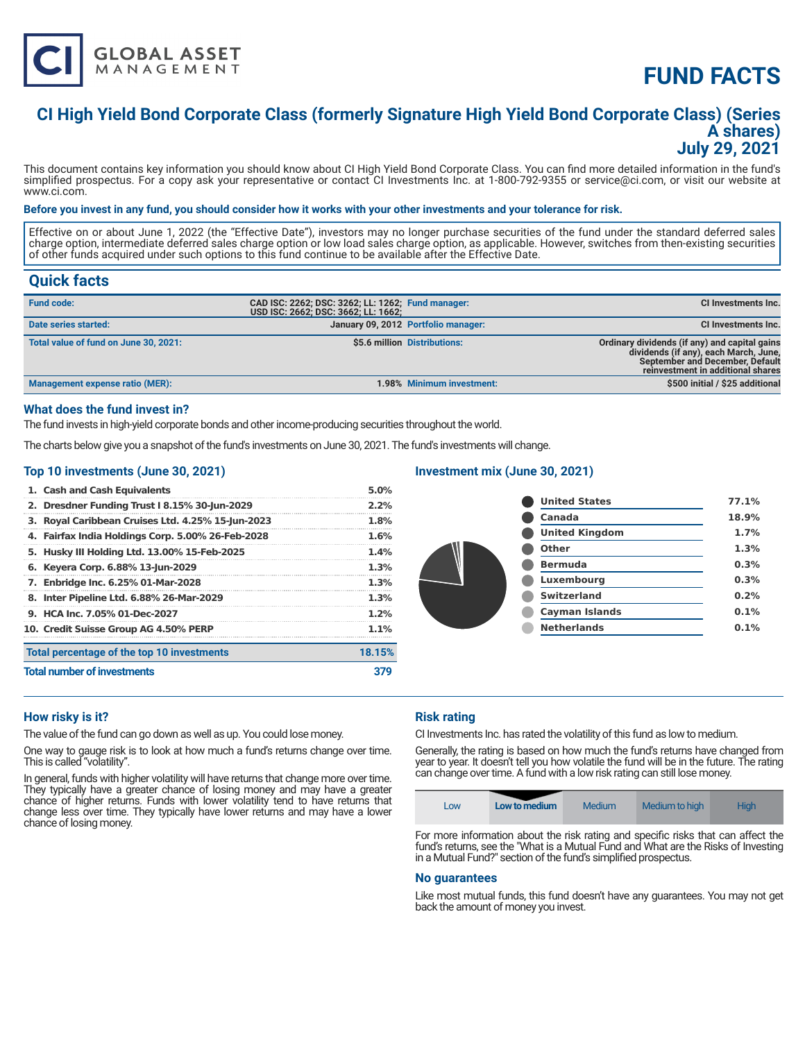CI GLOBAL ASSET MANAGEMENT

# FUND FACTS

## CI High Yield Bond Corporate Class (formerly Signature High Yield Bond Corporate Class) (Series A shares)
## July 29, 2021

This document contains key information you should know about CI High Yield Bond Corporate Class. You can find more detailed information in the fund's simplified prospectus. For a copy ask your representative or contact CI Investments Inc. at 1-800-792-9355 or service@ci.com, or visit our website at www.ci.com.

**Before you invest in any fund, you should consider how it works with your other investments and your tolerance for risk.**

Effective on or about June 1, 2022 (the "Effective Date"), investors may no longer purchase securities of the fund under the standard deferred sales charge option, intermediate deferred sales charge option or low load sales charge option, as applicable. However, switches from then-existing securities of other funds acquired under such options to this fund continue to be available after the Effective Date.

## Quick facts

| | | | |
|---|---|---|---|
| **Fund code:** | CAD ISC: 2262; DSC: 3262; LL: 1262; USD ISC: 2662; DSC: 3662; LL: 1662; | **Fund manager:** | CI Investments Inc. |
| **Date series started:** | January 09, 2012 | **Portfolio manager:** | CI Investments Inc. |
| **Total value of fund on June 30, 2021:** | $5.6 million | **Distributions:** | Ordinary dividends (if any) and capital gains dividends (if any), each March, June, September and December, Default reinvestment in additional shares |
| **Management expense ratio (MER):** | 1.98% | **Minimum investment:** | $500 initial / $25 additional |

### What does the fund invest in?

The fund invests in high-yield corporate bonds and other income-producing securities throughout the world.

The charts below give you a snapshot of the fund's investments on June 30, 2021. The fund's investments will change.

### Top 10 investments (June 30, 2021)

| | |
|---|---|
| 1. Cash and Cash Equivalents | 5.0% |
| 2. Dresdner Funding Trust I 8.15% 30-Jun-2029 | 2.2% |
| 3. Royal Caribbean Cruises Ltd. 4.25% 15-Jun-2023 | 1.8% |
| 4. Fairfax India Holdings Corp. 5.00% 26-Feb-2028 | 1.6% |
| 5. Husky III Holding Ltd. 13.00% 15-Feb-2025 | 1.4% |
| 6. Keyera Corp. 6.88% 13-Jun-2029 | 1.3% |
| 7. Enbridge Inc. 6.25% 01-Mar-2028 | 1.3% |
| 8. Inter Pipeline Ltd. 6.88% 26-Mar-2029 | 1.3% |
| 9. HCA Inc. 7.05% 01-Dec-2027 | 1.2% |
| 10. Credit Suisse Group AG 4.50% PERP | 1.1% |
| **Total percentage of the top 10 investments** | **18.15%** |
| **Total number of investments** | **379** |

### Investment mix (June 30, 2021)

| | |
|---|---|
| United States | 77.1% |
| Canada | 18.9% |
| United Kingdom | 1.7% |
| Other | 1.3% |
| Bermuda | 0.3% |
| Luxembourg | 0.3% |
| Switzerland | 0.2% |
| Cayman Islands | 0.1% |
| Netherlands | 0.1% |

### How risky is it?

The value of the fund can go down as well as up. You could lose money.

One way to gauge risk is to look at how much a fund's returns change over time. This is called "volatility".

In general, funds with higher volatility will have returns that change more over time. They typically have a greater chance of losing money and may have a greater chance of higher returns. Funds with lower volatility tend to have returns that change less over time. They typically have lower returns and may have a lower chance of losing money.

### Risk rating

CI Investments Inc. has rated the volatility of this fund as low to medium.

Generally, the rating is based on how much the fund's returns have changed from year to year. It doesn't tell you how volatile the fund will be in the future. The rating can change over time. A fund with a low risk rating can still lose money.

| Low | **Low to medium** | Medium | Medium to high | High |
|---|---|---|---|---|

For more information about the risk rating and specific risks that can affect the fund's returns, see the "What is a Mutual Fund and What are the Risks of Investing in a Mutual Fund?" section of the fund's simplified prospectus.

### No guarantees

Like most mutual funds, this fund doesn't have any guarantees. You may not get back the amount of money you invest.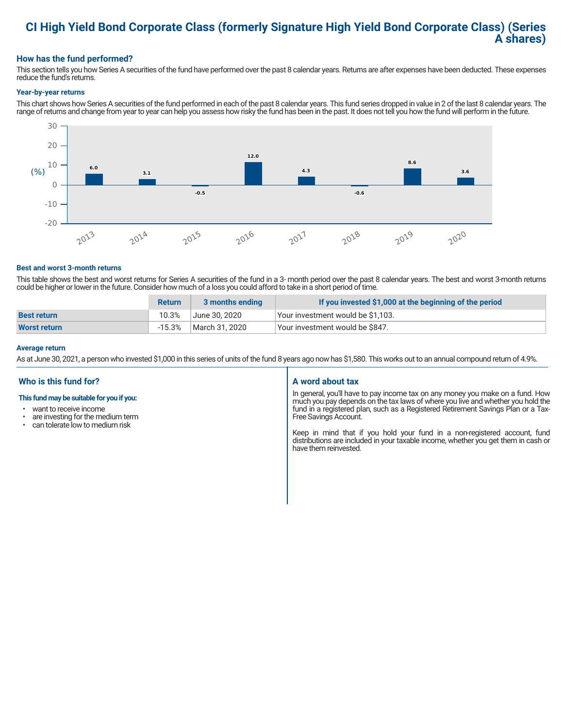# CI High Yield Bond Corporate Class (formerly Signature High Yield Bond Corporate Class) (Series A shares)

## How has the fund performed?

This section tells you how Series A securities of the fund have performed over the past 8 calendar years. Returns are after expenses have been deducted. These expenses reduce the fund's returns.

### Year-by-year returns

This chart shows how Series A securities of the fund performed in each of the past 8 calendar years. This fund series dropped in value in 2 of the last 8 calendar years. The range of returns and change from year to year can help you assess how risky the fund has been in the past. It does not tell you how the fund will perform in the future.

| Year | 2013 | 2014 | 2015 | 2016 | 2017 | 2018 | 2019 | 2020 |
|---|---|---|---|---|---|---|---|---|
| (%) | 6.0 | 3.1 | -0.5 | 12.0 | 4.3 | -0.6 | 8.6 | 3.6 |

### Best and worst 3-month returns

This table shows the best and worst returns for Series A securities of the fund in a 3- month period over the past 8 calendar years. The best and worst 3-month returns could be higher or lower in the future. Consider how much of a loss you could afford to take in a short period of time.

| | Return | 3 months ending | If you invested $1,000 at the beginning of the period |
|---|---|---|---|
| **Best return** | 10.3% | June 30, 2020 | Your investment would be $1,103. |
| **Worst return** | -15.3% | March 31, 2020 | Your investment would be $847. |

### Average return

As at June 30, 2021, a person who invested $1,000 in this series of units of the fund 8 years ago now has $1,580. This works out to an annual compound return of 4.9%.

## Who is this fund for?

**This fund may be suitable for you if you:**

- want to receive income
- are investing for the medium term
- can tolerate low to medium risk

## A word about tax

In general, you'll have to pay income tax on any money you make on a fund. How much you pay depends on the tax laws of where you live and whether you hold the fund in a registered plan, such as a Registered Retirement Savings Plan or a Tax-Free Savings Account.

Keep in mind that if you hold your fund in a non-registered account, fund distributions are included in your taxable income, whether you get them in cash or have them reinvested.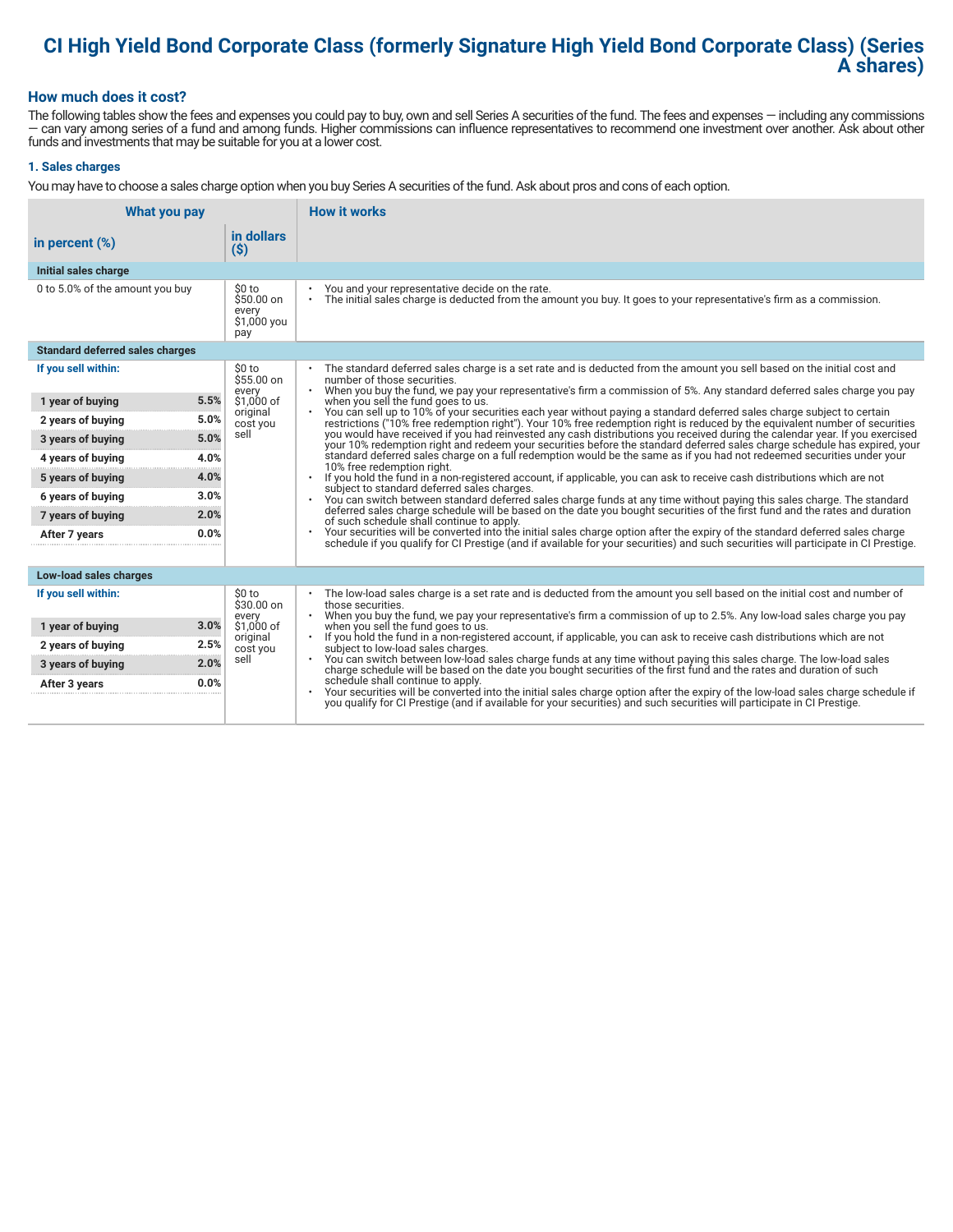# CI High Yield Bond Corporate Class (formerly Signature High Yield Bond Corporate Class) (Series A shares)

## How much does it cost?

The following tables show the fees and expenses you could pay to buy, own and sell Series A securities of the fund. The fees and expenses — including any commissions — can vary among series of a fund and among funds. Higher commissions can influence representatives to recommend one investment over another. Ask about other funds and investments that may be suitable for you at a lower cost.

### 1. Sales charges

You may have to choose a sales charge option when you buy Series A securities of the fund. Ask about pros and cons of each option.

| What you pay | | | How it works |
|---|---|---|---|
| **in percent (%)** | | **in dollars ($)** | |
| **Initial sales charge** | | | |
| 0 to 5.0% of the amount you buy | | $0 to $50.00 on every $1,000 you pay | • You and your representative decide on the rate.<br>• The initial sales charge is deducted from the amount you buy. It goes to your representative's firm as a commission. |
| **Standard deferred sales charges** | | | |
| **If you sell within:** | | $0 to $55.00 on every $1,000 of original cost you sell | • The standard deferred sales charge is a set rate and is deducted from the amount you sell based on the initial cost and number of those securities.<br>• When you buy the fund, we pay your representative's firm a commission of 5%. Any standard deferred sales charge you pay when you sell the fund goes to us.<br>• You can sell up to 10% of your securities each year without paying a standard deferred sales charge subject to certain restrictions ("10% free redemption right"). Your 10% free redemption right is reduced by the equivalent number of securities you would have received if you had reinvested any cash distributions you received during the calendar year. If you exercised your 10% redemption right and redeem your securities before the standard deferred sales charge schedule has expired, your standard deferred sales charge on a full redemption would be the same as if you had not redeemed securities under your 10% free redemption right.<br>• If you hold the fund in a non-registered account, if applicable, you can ask to receive cash distributions which are not subject to standard deferred sales charges.<br>• You can switch between standard deferred sales charge funds at any time without paying this sales charge. The standard deferred sales charge schedule will be based on the date you bought securities of the first fund and the rates and duration of such schedule shall continue to apply.<br>• Your securities will be converted into the initial sales charge option after the expiry of the standard deferred sales charge schedule if you qualify for CI Prestige (and if available for your securities) and such securities will participate in CI Prestige. |
| 1 year of buying | 5.5% | | |
| 2 years of buying | 5.0% | | |
| 3 years of buying | 5.0% | | |
| 4 years of buying | 4.0% | | |
| 5 years of buying | 4.0% | | |
| 6 years of buying | 3.0% | | |
| 7 years of buying | 2.0% | | |
| After 7 years | 0.0% | | |
| **Low-load sales charges** | | | |
| **If you sell within:** | | $0 to $30.00 on every $1,000 of original cost you sell | • The low-load sales charge is a set rate and is deducted from the amount you sell based on the initial cost and number of those securities.<br>• When you buy the fund, we pay your representative's firm a commission of up to 2.5%. Any low-load sales charge you pay when you sell the fund goes to us.<br>• If you hold the fund in a non-registered account, if applicable, you can ask to receive cash distributions which are not subject to low-load sales charges.<br>• You can switch between low-load sales charge funds at any time without paying this sales charge. The low-load sales charge schedule will be based on the date you bought securities of the first fund and the rates and duration of such schedule shall continue to apply.<br>• Your securities will be converted into the initial sales charge option after the expiry of the low-load sales charge schedule if you qualify for CI Prestige (and if available for your securities) and such securities will participate in CI Prestige. |
| 1 year of buying | 3.0% | | |
| 2 years of buying | 2.5% | | |
| 3 years of buying | 2.0% | | |
| After 3 years | 0.0% | | |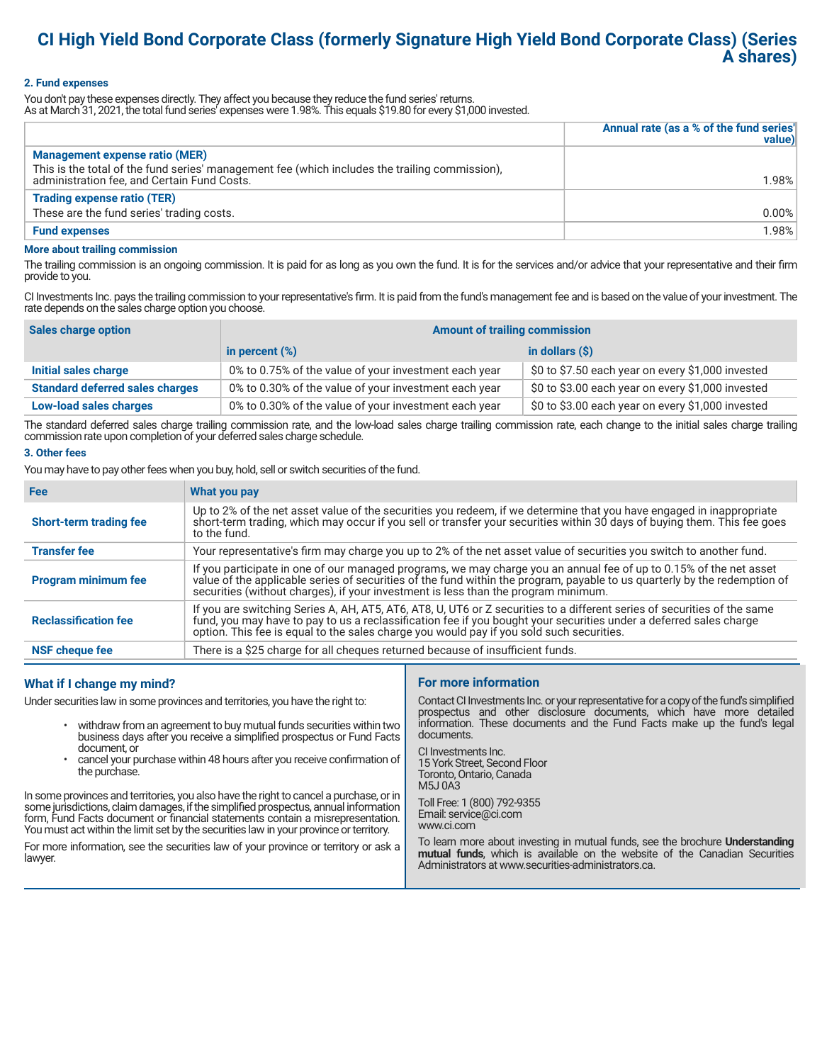# CI High Yield Bond Corporate Class (formerly Signature High Yield Bond Corporate Class) (Series A shares)

### 2. Fund expenses

You don't pay these expenses directly. They affect you because they reduce the fund series' returns.
As at March 31, 2021, the total fund series' expenses were 1.98%. This equals $19.80 for every $1,000 invested.

| | Annual rate (as a % of the fund series' value) |
|---|---|
| **Management expense ratio (MER)**<br>This is the total of the fund series' management fee (which includes the trailing commission), administration fee, and Certain Fund Costs. | 1.98% |
| **Trading expense ratio (TER)**<br>These are the fund series' trading costs. | 0.00% |
| **Fund expenses** | 1.98% |

#### More about trailing commission

The trailing commission is an ongoing commission. It is paid for as long as you own the fund. It is for the services and/or advice that your representative and their firm provide to you.

CI Investments Inc. pays the trailing commission to your representative's firm. It is paid from the fund's management fee and is based on the value of your investment. The rate depends on the sales charge option you choose.

| Sales charge option | Amount of trailing commission | |
|---|---|---|
| | in percent (%) | in dollars ($) |
| **Initial sales charge** | 0% to 0.75% of the value of your investment each year | $0 to $7.50 each year on every $1,000 invested |
| **Standard deferred sales charges** | 0% to 0.30% of the value of your investment each year | $0 to $3.00 each year on every $1,000 invested |
| **Low-load sales charges** | 0% to 0.30% of the value of your investment each year | $0 to $3.00 each year on every $1,000 invested |

The standard deferred sales charge trailing commission rate, and the low-load sales charge trailing commission rate, each change to the initial sales charge trailing commission rate upon completion of your deferred sales charge schedule.

### 3. Other fees

You may have to pay other fees when you buy, hold, sell or switch securities of the fund.

| Fee | What you pay |
|---|---|
| **Short-term trading fee** | Up to 2% of the net asset value of the securities you redeem, if we determine that you have engaged in inappropriate short-term trading, which may occur if you sell or transfer your securities within 30 days of buying them. This fee goes to the fund. |
| **Transfer fee** | Your representative's firm may charge you up to 2% of the net asset value of securities you switch to another fund. |
| **Program minimum fee** | If you participate in one of our managed programs, we may charge you an annual fee of up to 0.15% of the net asset value of the applicable series of securities of the fund within the program, payable to us quarterly by the redemption of securities (without charges), if your investment is less than the program minimum. |
| **Reclassification fee** | If you are switching Series A, AH, AT5, AT6, AT8, U, UT6 or Z securities to a different series of securities of the same fund, you may have to pay to us a reclassification fee if you bought your securities under a deferred sales charge option. This fee is equal to the sales charge you would pay if you sold such securities. |
| **NSF cheque fee** | There is a $25 charge for all cheques returned because of insufficient funds. |

## What if I change my mind?

Under securities law in some provinces and territories, you have the right to:

- withdraw from an agreement to buy mutual funds securities within two business days after you receive a simplified prospectus or Fund Facts document, or
- cancel your purchase within 48 hours after you receive confirmation of the purchase.

In some provinces and territories, you also have the right to cancel a purchase, or in some jurisdictions, claim damages, if the simplified prospectus, annual information form, Fund Facts document or financial statements contain a misrepresentation. You must act within the limit set by the securities law in your province or territory.

For more information, see the securities law of your province or territory or ask a lawyer.

## For more information

Contact CI Investments Inc. or your representative for a copy of the fund's simplified prospectus and other disclosure documents, which have more detailed information. These documents and the Fund Facts make up the fund's legal documents.

CI Investments Inc.
15 York Street, Second Floor
Toronto, Ontario, Canada
M5J 0A3

Toll Free: 1 (800) 792-9355
Email: service@ci.com
www.ci.com

To learn more about investing in mutual funds, see the brochure **Understanding mutual funds**, which is available on the website of the Canadian Securities Administrators at www.securities-administrators.ca.